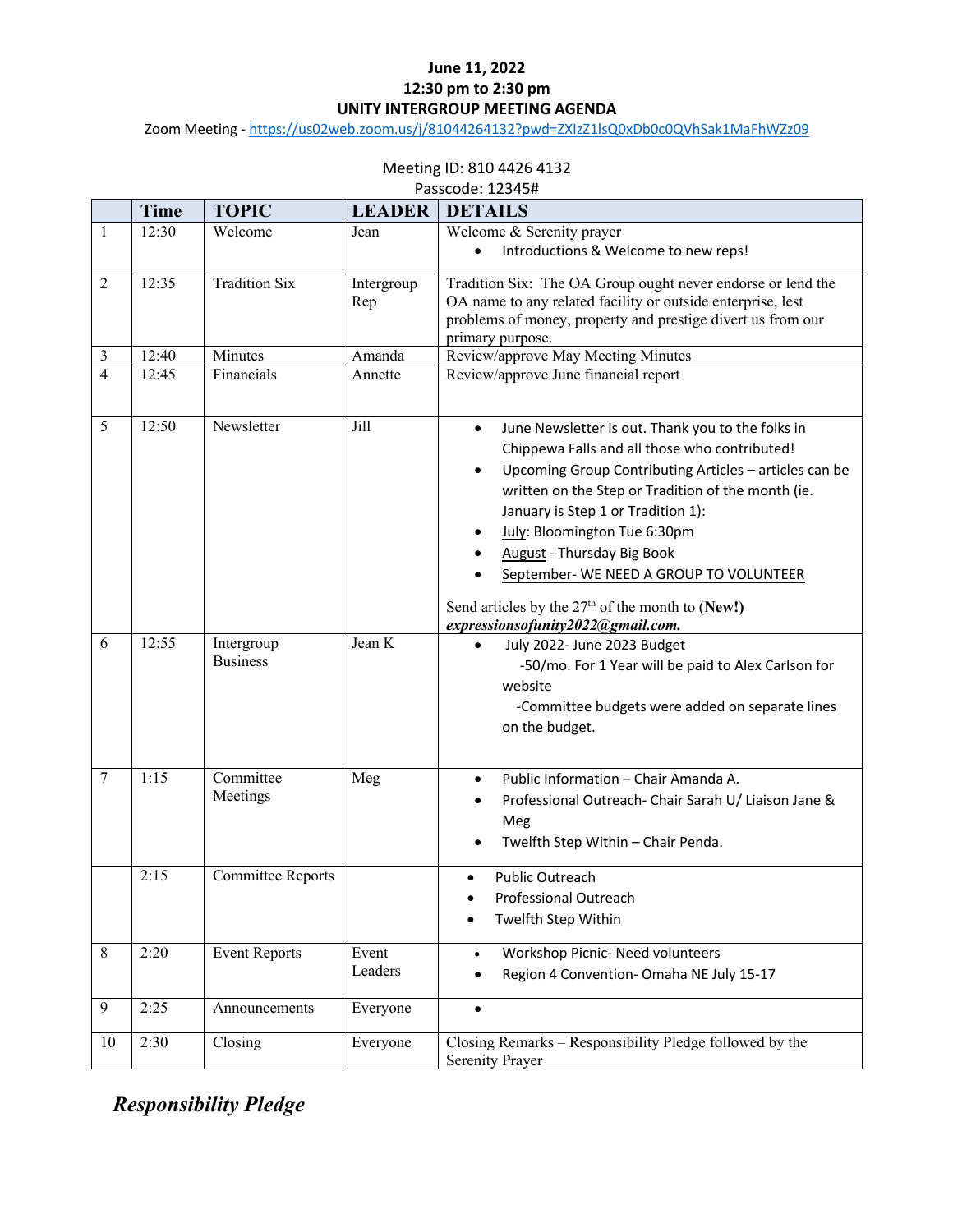**June 11, 2022**

**12:30 pm to 2:30 pm**

**UNITY INTERGROUP MEETING AGENDA**

Zoom Meeting - https://us02web.zoom.us/j/81044264132?pwd=ZXIzZ1lsQ0xDb0c0QVhSak1MaFhWZz09

Meeting ID: 810 4426 4132

Passcode: 12345#

| | Time | TOPIC | LEADER | DETAILS |
|---|---|---|---|---|
| 1 | 12:30 | Welcome | Jean | Welcome & Serenity prayer<br>• Introductions & Welcome to new reps! |
| 2 | 12:35 | Tradition Six | Intergroup Rep | Tradition Six: The OA Group ought never endorse or lend the OA name to any related facility or outside enterprise, lest problems of money, property and prestige divert us from our primary purpose. |
| 3 | 12:40 | Minutes | Amanda | Review/approve May Meeting Minutes |
| 4 | 12:45 | Financials | Annette | Review/approve June financial report |
| 5 | 12:50 | Newsletter | Jill | • June Newsletter is out. Thank you to the folks in Chippewa Falls and all those who contributed!<br>• Upcoming Group Contributing Articles – articles can be written on the Step or Tradition of the month (ie. January is Step 1 or Tradition 1):<br>• July: Bloomington Tue 6:30pm<br>• August - Thursday Big Book<br>• September- WE NEED A GROUP TO VOLUNTEER<br><br>Send articles by the 27th of the month to (**New!**) ***expressionsofunity2022@gmail.com.*** |
| 6 | 12:55 | Intergroup Business | Jean K | • July 2022- June 2023 Budget<br>-50/mo. For 1 Year will be paid to Alex Carlson for website<br>-Committee budgets were added on separate lines on the budget. |
| 7 | 1:15 | Committee Meetings | Meg | • Public Information – Chair Amanda A.<br>• Professional Outreach- Chair Sarah U/ Liaison Jane & Meg<br>• Twelfth Step Within – Chair Penda. |
| | 2:15 | Committee Reports | | • Public Outreach<br>• Professional Outreach<br>• Twelfth Step Within |
| 8 | 2:20 | Event Reports | Event Leaders | • Workshop Picnic- Need volunteers<br>• Region 4 Convention- Omaha NE July 15-17 |
| 9 | 2:25 | Announcements | Everyone | • |
| 10 | 2:30 | Closing | Everyone | Closing Remarks – Responsibility Pledge followed by the Serenity Prayer |

***Responsibility Pledge***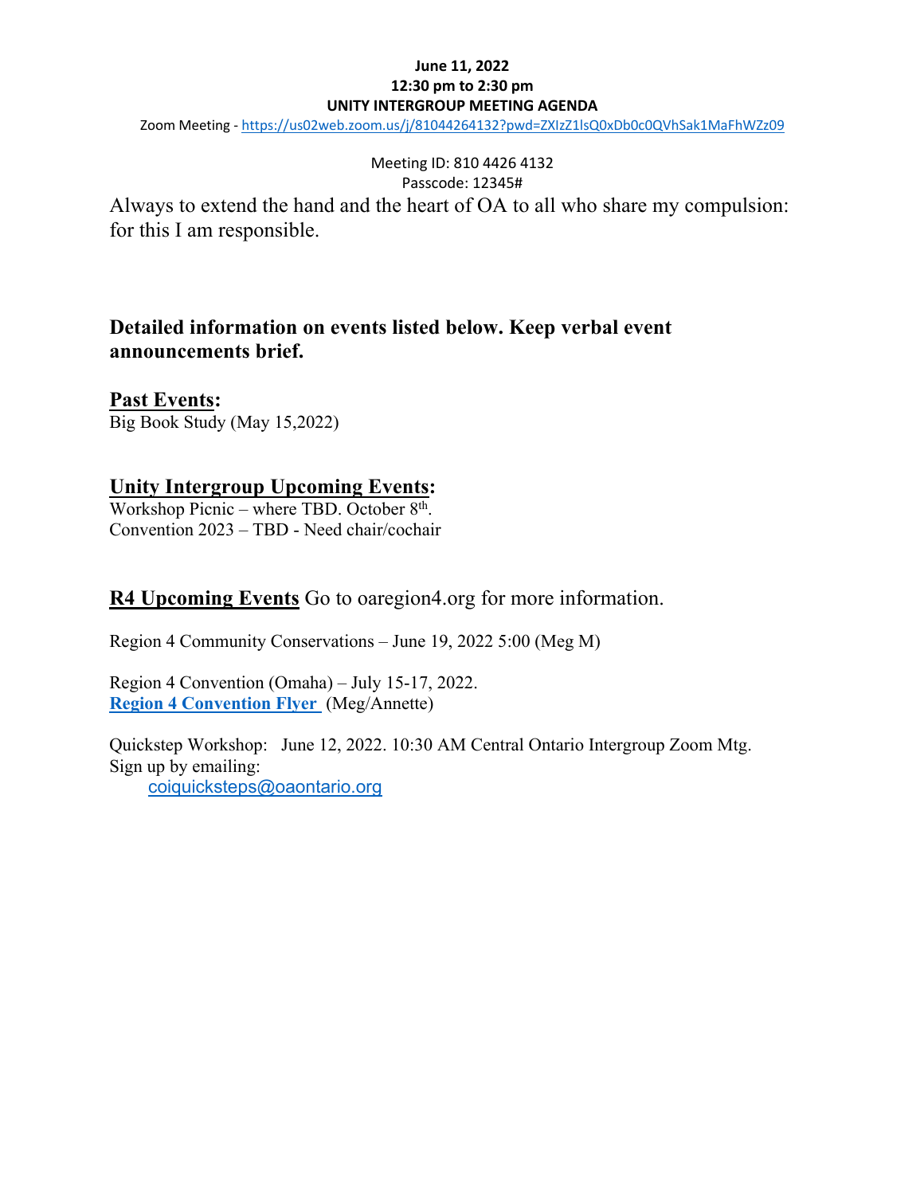**June 11, 2022**
**12:30 pm to 2:30 pm**
**UNITY INTERGROUP MEETING AGENDA**

Zoom Meeting - https://us02web.zoom.us/j/81044264132?pwd=ZXIzZ1lsQ0xDb0c0QVhSak1MaFhWZz09

Meeting ID: 810 4426 4132
Passcode: 12345#

Always to extend the hand and the heart of OA to all who share my compulsion: for this I am responsible.

**Detailed information on events listed below. Keep verbal event announcements brief.**

**Past Events:**
Big Book Study (May 15,2022)

**Unity Intergroup Upcoming Events:**
Workshop Picnic – where TBD. October 8th.
Convention 2023 – TBD - Need chair/cochair

**R4 Upcoming Events** Go to oaregion4.org for more information.

Region 4 Community Conservations – June 19, 2022 5:00 (Meg M)

Region 4 Convention (Omaha) – July 15-17, 2022.
**Region 4 Convention Flyer** (Meg/Annette)

Quickstep Workshop: June 12, 2022. 10:30 AM Central Ontario Intergroup Zoom Mtg.
Sign up by emailing:
coiquicksteps@oaontario.org